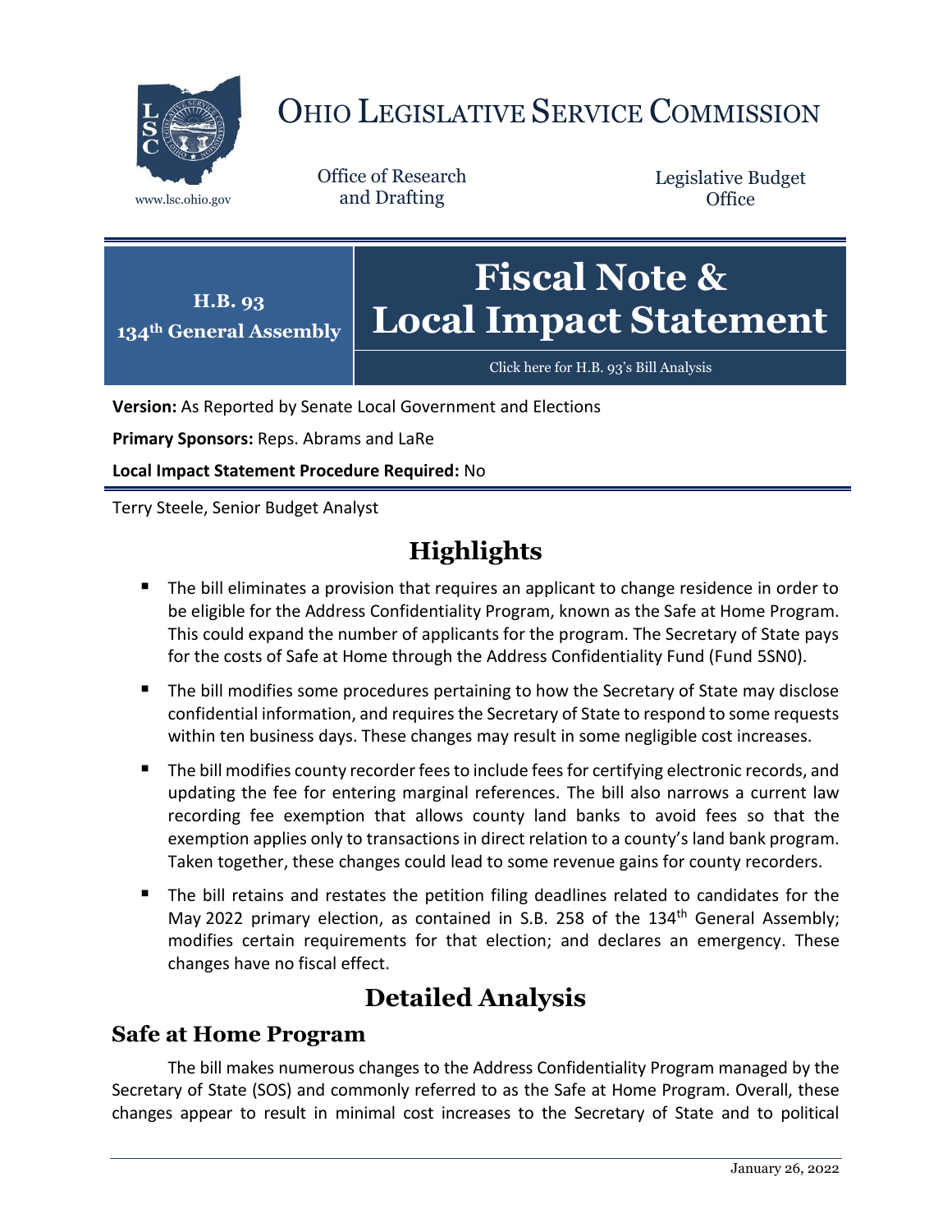# OHIO LEGISLATIVE SERVICE COMMISSION

www.lsc.ohio.gov

Office of Research and Drafting

Legislative Budget Office

**H.B. 93**
**134th General Assembly**

# Fiscal Note & Local Impact Statement

Click here for H.B. 93's Bill Analysis

**Version:** As Reported by Senate Local Government and Elections

**Primary Sponsors:** Reps. Abrams and LaRe

**Local Impact Statement Procedure Required:** No

Terry Steele, Senior Budget Analyst

## Highlights

- The bill eliminates a provision that requires an applicant to change residence in order to be eligible for the Address Confidentiality Program, known as the Safe at Home Program. This could expand the number of applicants for the program. The Secretary of State pays for the costs of Safe at Home through the Address Confidentiality Fund (Fund 5SN0).
- The bill modifies some procedures pertaining to how the Secretary of State may disclose confidential information, and requires the Secretary of State to respond to some requests within ten business days. These changes may result in some negligible cost increases.
- The bill modifies county recorder fees to include fees for certifying electronic records, and updating the fee for entering marginal references. The bill also narrows a current law recording fee exemption that allows county land banks to avoid fees so that the exemption applies only to transactions in direct relation to a county's land bank program. Taken together, these changes could lead to some revenue gains for county recorders.
- The bill retains and restates the petition filing deadlines related to candidates for the May 2022 primary election, as contained in S.B. 258 of the 134th General Assembly; modifies certain requirements for that election; and declares an emergency. These changes have no fiscal effect.

## Detailed Analysis

### Safe at Home Program

The bill makes numerous changes to the Address Confidentiality Program managed by the Secretary of State (SOS) and commonly referred to as the Safe at Home Program. Overall, these changes appear to result in minimal cost increases to the Secretary of State and to political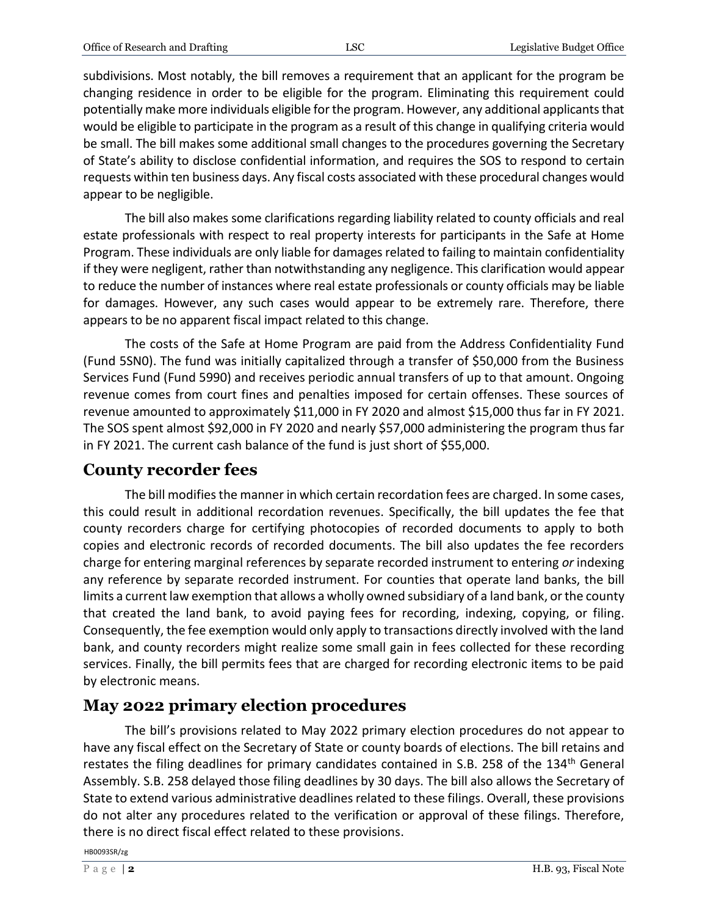subdivisions. Most notably, the bill removes a requirement that an applicant for the program be changing residence in order to be eligible for the program. Eliminating this requirement could potentially make more individuals eligible for the program. However, any additional applicants that would be eligible to participate in the program as a result of this change in qualifying criteria would be small. The bill makes some additional small changes to the procedures governing the Secretary of State's ability to disclose confidential information, and requires the SOS to respond to certain requests within ten business days. Any fiscal costs associated with these procedural changes would appear to be negligible.

The bill also makes some clarifications regarding liability related to county officials and real estate professionals with respect to real property interests for participants in the Safe at Home Program. These individuals are only liable for damages related to failing to maintain confidentiality if they were negligent, rather than notwithstanding any negligence. This clarification would appear to reduce the number of instances where real estate professionals or county officials may be liable for damages. However, any such cases would appear to be extremely rare. Therefore, there appears to be no apparent fiscal impact related to this change.

The costs of the Safe at Home Program are paid from the Address Confidentiality Fund (Fund 5SN0). The fund was initially capitalized through a transfer of $50,000 from the Business Services Fund (Fund 5990) and receives periodic annual transfers of up to that amount. Ongoing revenue comes from court fines and penalties imposed for certain offenses. These sources of revenue amounted to approximately $11,000 in FY 2020 and almost $15,000 thus far in FY 2021. The SOS spent almost $92,000 in FY 2020 and nearly $57,000 administering the program thus far in FY 2021. The current cash balance of the fund is just short of $55,000.

## County recorder fees

The bill modifies the manner in which certain recordation fees are charged. In some cases, this could result in additional recordation revenues. Specifically, the bill updates the fee that county recorders charge for certifying photocopies of recorded documents to apply to both copies and electronic records of recorded documents. The bill also updates the fee recorders charge for entering marginal references by separate recorded instrument to entering *or* indexing any reference by separate recorded instrument. For counties that operate land banks, the bill limits a current law exemption that allows a wholly owned subsidiary of a land bank, or the county that created the land bank, to avoid paying fees for recording, indexing, copying, or filing. Consequently, the fee exemption would only apply to transactions directly involved with the land bank, and county recorders might realize some small gain in fees collected for these recording services. Finally, the bill permits fees that are charged for recording electronic items to be paid by electronic means.

## May 2022 primary election procedures

The bill's provisions related to May 2022 primary election procedures do not appear to have any fiscal effect on the Secretary of State or county boards of elections. The bill retains and restates the filing deadlines for primary candidates contained in S.B. 258 of the 134th General Assembly. S.B. 258 delayed those filing deadlines by 30 days. The bill also allows the Secretary of State to extend various administrative deadlines related to these filings. Overall, these provisions do not alter any procedures related to the verification or approval of these filings. Therefore, there is no direct fiscal effect related to these provisions.

HB0093SR/zg